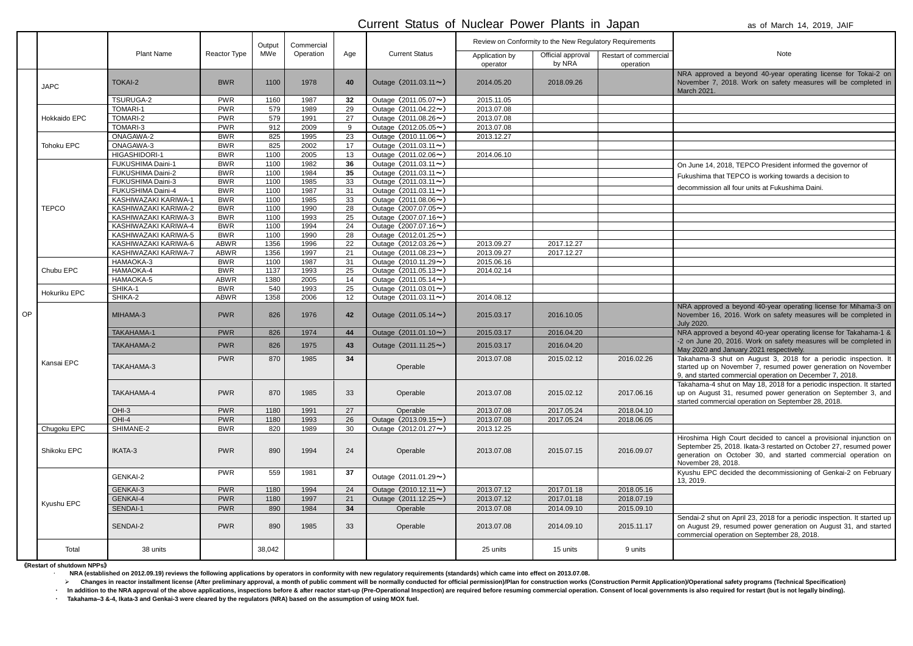# Current Status of Nuclear Power Plants in Japan

as of March 14, 2019, JAIF

| | | Plant Name | Reactor Type | Output MWe | Commercial Operation | Age | Current Status | Review on Conformity to the New Regulatory Requirements | | | Note |
|---|---|---|---|---|---|---|---|---|---|---|---|
| | | | | | | | | Application by operator | Official approval by NRA | Restart of commercial operation | |
| OP | JAPC | TOKAI-2 | BWR | 1100 | 1978 | **40** | Outage（2011.03.11～） | 2014.05.20 | 2018.09.26 | | NRA approved a beyond 40-year operating license for Tokai-2 on November 7, 2018. Work on safety measures will be completed in March 2021. |
| | | TSURUGA-2 | PWR | 1160 | 1987 | **32** | Outage（2011.05.07～） | 2015.11.05 | | | |
| | Hokkaido EPC | TOMARI-1 | PWR | 579 | 1989 | 29 | Outage（2011.04.22～） | 2013.07.08 | | | |
| | | TOMARI-2 | PWR | 579 | 1991 | 27 | Outage（2011.08.26～） | 2013.07.08 | | | |
| | | TOMARI-3 | PWR | 912 | 2009 | 9 | Outage（2012.05.05～） | 2013.07.08 | | | |
| | Tohoku EPC | ONAGAWA-2 | BWR | 825 | 1995 | 23 | Outage（2010.11.06～） | 2013.12.27 | | | |
| | | ONAGAWA-3 | BWR | 825 | 2002 | 17 | Outage（2011.03.11～） | | | | |
| | | HIGASHIDORI-1 | BWR | 1100 | 2005 | 13 | Outage（2011.02.06～） | 2014.06.10 | | | |
| | TEPCO | FUKUSHIMA Daini-1 | BWR | 1100 | 1982 | **36** | Outage（2011.03.11～） | | | | On June 14, 2018, TEPCO President informed the governor of Fukushima that TEPCO is working towards a decision to decommission all four units at Fukushima Daini. |
| | | FUKUSHIMA Daini-2 | BWR | 1100 | 1984 | **35** | Outage（2011.03.11～） | | | | |
| | | FUKUSHIMA Daini-3 | BWR | 1100 | 1985 | 33 | Outage（2011.03.11～） | | | | |
| | | FUKUSHIMA Daini-4 | BWR | 1100 | 1987 | 31 | Outage（2011.03.11～） | | | | |
| | | KASHIWAZAKI KARIWA-1 | BWR | 1100 | 1985 | 33 | Outage（2011.08.06～） | | | | |
| | | KASHIWAZAKI KARIWA-2 | BWR | 1100 | 1990 | 28 | Outage（2007.07.05～） | | | | |
| | | KASHIWAZAKI KARIWA-3 | BWR | 1100 | 1993 | 25 | Outage（2007.07.16～） | | | | |
| | | KASHIWAZAKI KARIWA-4 | BWR | 1100 | 1994 | 24 | Outage（2007.07.16～） | | | | |
| | | KASHIWAZAKI KARIWA-5 | BWR | 1100 | 1990 | 28 | Outage（2012.01.25～） | | | | |
| | | KASHIWAZAKI KARIWA-6 | ABWR | 1356 | 1996 | 22 | Outage（2012.03.26～） | 2013.09.27 | 2017.12.27 | | |
| | | KASHIWAZAKI KARIWA-7 | ABWR | 1356 | 1997 | 21 | Outage（2011.08.23～） | 2013.09.27 | 2017.12.27 | | |
| | Chubu EPC | HAMAOKA-3 | BWR | 1100 | 1987 | 31 | Outage（2010.11.29～） | 2015.06.16 | | | |
| | | HAMAOKA-4 | BWR | 1137 | 1993 | 25 | Outage（2011.05.13～） | 2014.02.14 | | | |
| | | HAMAOKA-5 | ABWR | 1380 | 2005 | 14 | Outage（2011.05.14～） | | | | |
| | Hokuriku EPC | SHIKA-1 | BWR | 540 | 1993 | 25 | Outage（2011.03.01～） | | | | |
| | | SHIKA-2 | ABWR | 1358 | 2006 | 12 | Outage（2011.03.11～） | 2014.08.12 | | | |
| | Kansai EPC | MIHAMA-3 | PWR | 826 | 1976 | **42** | Outage（2011.05.14～） | 2015.03.17 | 2016.10.05 | | NRA approved a beyond 40-year operating license for Mihama-3 on November 16, 2016. Work on safety measures will be completed in July 2020. |
| | | TAKAHAMA-1 | PWR | 826 | 1974 | **44** | Outage（2011.01.10～） | 2015.03.17 | 2016.04.20 | | NRA approved a beyond 40-year operating license for Takahama-1 & -2 on June 20, 2016. Work on safety measures will be completed in May 2020 and January 2021 respectively. |
| | | TAKAHAMA-2 | PWR | 826 | 1975 | **43** | Outage（2011.11.25～） | 2015.03.17 | 2016.04.20 | | |
| | | TAKAHAMA-3 | PWR | 870 | 1985 | **34** | Operable | 2013.07.08 | 2015.02.12 | 2016.02.26 | Takahama-3 shut on August 3, 2018 for a periodic inspection. It started up on November 7, resumed power generation on November 9, and started commercial operation on December 7, 2018. |
| | | TAKAHAMA-4 | PWR | 870 | 1985 | 33 | Operable | 2013.07.08 | 2015.02.12 | 2017.06.16 | Takahama-4 shut on May 18, 2018 for a periodic inspection. It started up on August 31, resumed power generation on September 3, and started commercial operation on September 28, 2018. |
| | | OHI-3 | PWR | 1180 | 1991 | 27 | Operable | 2013.07.08 | 2017.05.24 | 2018.04.10 | |
| | | OHI-4 | PWR | 1180 | 1993 | 26 | Outage（2013.09.15～） | 2013.07.08 | 2017.05.24 | 2018.06.05 | |
| | Chugoku EPC | SHIMANE-2 | BWR | 820 | 1989 | 30 | Outage（2012.01.27～） | 2013.12.25 | | | |
| | Shikoku EPC | IKATA-3 | PWR | 890 | 1994 | 24 | Operable | 2013.07.08 | 2015.07.15 | 2016.09.07 | Hiroshima High Court decided to cancel a provisional injunction on September 25, 2018. Ikata-3 restarted on October 27, resumed power generation on October 30, and started commercial operation on November 28, 2018. |
| | Kyushu EPC | GENKAI-2 | PWR | 559 | 1981 | **37** | Outage（2011.01.29～） | | | | Kyushu EPC decided the decommissioning of Genkai-2 on February 13, 2019. |
| | | GENKAI-3 | PWR | 1180 | 1994 | 24 | Outage（2010.12.11～） | 2013.07.12 | 2017.01.18 | 2018.05.16 | |
| | | GENKAI-4 | PWR | 1180 | 1997 | 21 | Outage（2011.12.25～） | 2013.07.12 | 2017.01.18 | 2018.07.19 | |
| | | SENDAI-1 | PWR | 890 | 1984 | **34** | Operable | 2013.07.08 | 2014.09.10 | 2015.09.10 | |
| | | SENDAI-2 | PWR | 890 | 1985 | 33 | Operable | 2013.07.08 | 2014.09.10 | 2015.11.17 | Sendai-2 shut on April 23, 2018 for a periodic inspection. It started up on August 29, resumed power generation on August 31, and started commercial operation on September 28, 2018. |
| | Total | 38 units | | 38,042 | | | | 25 units | 15 units | 9 units | |

**《Restart of shutdown NPPs》**

- **NRA (established on 2012.09.19) reviews the following applications by operators in conformity with new regulatory requirements (standards) which came into effect on 2013.07.08.**
  - **Changes in reactor installment license (After preliminary approval, a month of public comment will be normally conducted for official permission)/Plan for construction works (Construction Permit Application)/Operational safety programs (Technical Specification)**
- **In addition to the NRA approval of the above applications, inspections before & after reactor start-up (Pre-Operational Inspection) are required before resuming commercial operation. Consent of local governments is also required for restart (but is not legally binding).**
- **Takahama–3 &-4, Ikata-3 and Genkai-3 were cleared by the regulators (NRA) based on the assumption of using MOX fuel.**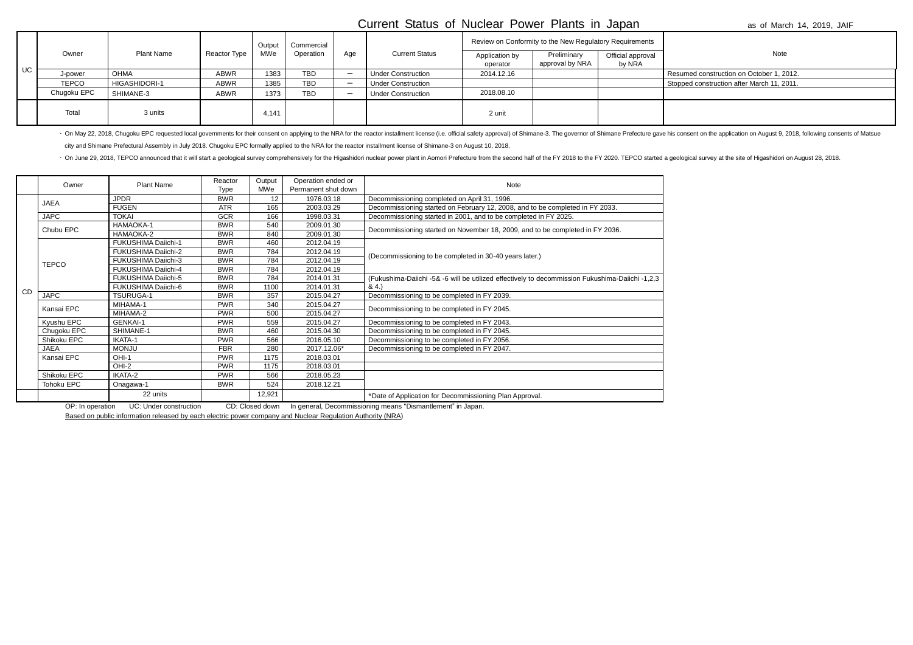# Current Status of Nuclear Power Plants in Japan

as of March 14, 2019, JAIF

| | Owner | Plant Name | Reactor Type | Output MWe | Commercial Operation | Age | Current Status | Review on Conformity to the New Regulatory Requirements | | | Note |
|---|---|---|---|---|---|---|---|---|---|---|---|
| | | | | | | | | Application by operator | Preliminary approval by NRA | Official approval by NRA | |
| UC | J-power | OHMA | ABWR | 1383 | TBD | − | Under Construction | 2014.12.16 | | | Resumed construction on October 1, 2012. |
| | TEPCO | HIGASHIDORI-1 | ABWR | 1385 | TBD | − | Under Construction | | | | Stopped construction after March 11, 2011. |
| | Chugoku EPC | SHIMANE-3 | ABWR | 1373 | TBD | − | Under Construction | 2018.08.10 | | | |
| | Total | 3 units | | 4,141 | | | | 2 unit | | | |

・On May 22, 2018, Chugoku EPC requested local governments for their consent on applying to the NRA for the reactor installment license (i.e. official safety approval) of Shimane-3. The governor of Shimane Prefecture gave his consent on the application on August 9, 2018, following consents of Matsue city and Shimane Prefectural Assembly in July 2018. Chugoku EPC formally applied to the NRA for the reactor installment license of Shimane-3 on August 10, 2018.

・On June 29, 2018, TEPCO announced that it will start a geological survey comprehensively for the Higashidori nuclear power plant in Aomori Prefecture from the second half of the FY 2018 to the FY 2020. TEPCO started a geological survey at the site of Higashidori on August 28, 2018.

| | Owner | Plant Name | Reactor Type | Output MWe | Operation ended or Permanent shut down | Note |
|---|---|---|---|---|---|---|
| CD | JAEA | JPDR | BWR | 12 | 1976.03.18 | Decommissioning completed on April 31, 1996. |
| | | FUGEN | ATR | 165 | 2003.03.29 | Decommissioning started on February 12, 2008, and to be completed in FY 2033. |
| | JAPC | TOKAI | GCR | 166 | 1998.03.31 | Decommissioning started in 2001, and to be completed in FY 2025. |
| | Chubu EPC | HAMAOKA-1 | BWR | 540 | 2009.01.30 | Decommissioning started on November 18, 2009, and to be completed in FY 2036. |
| | | HAMAOKA-2 | BWR | 840 | 2009.01.30 | |
| | TEPCO | FUKUSHIMA Daiichi-1 | BWR | 460 | 2012.04.19 | (Decommissioning to be completed in 30-40 years later.) |
| | | FUKUSHIMA Daiichi-2 | BWR | 784 | 2012.04.19 | |
| | | FUKUSHIMA Daiichi-3 | BWR | 784 | 2012.04.19 | |
| | | FUKUSHIMA Daiichi-4 | BWR | 784 | 2012.04.19 | |
| | | FUKUSHIMA Daiichi-5 | BWR | 784 | 2014.01.31 | (Fukushima-Daiichi -5& -6 will be utilized effectively to decommission Fukushima-Daiichi -1,2,3 & 4.) |
| | | FUKUSHIMA Daiichi-6 | BWR | 1100 | 2014.01.31 | |
| | JAPC | TSURUGA-1 | BWR | 357 | 2015.04.27 | Decommissioning to be completed in FY 2039. |
| | Kansai EPC | MIHAMA-1 | PWR | 340 | 2015.04.27 | Decommissioning to be completed in FY 2045. |
| | | MIHAMA-2 | PWR | 500 | 2015.04.27 | |
| | Kyushu EPC | GENKAI-1 | PWR | 559 | 2015.04.27 | Decommissioning to be completed in FY 2043. |
| | Chugoku EPC | SHIMANE-1 | BWR | 460 | 2015.04.30 | Decommissioning to be completed in FY 2045. |
| | Shikoku EPC | IKATA-1 | PWR | 566 | 2016.05.10 | Decommissioning to be completed in FY 2056. |
| | JAEA | MONJU | FBR | 280 | 2017.12.06* | Decommissioning to be completed in FY 2047. |
| | Kansai EPC | OHI-1 | PWR | 1175 | 2018.03.01 | |
| | | OHI-2 | PWR | 1175 | 2018.03.01 | |
| | Shikoku EPC | IKATA-2 | PWR | 566 | 2018.05.23 | |
| | Tohoku EPC | Onagawa-1 | BWR | 524 | 2018.12.21 | |
| | | 22 units | | 12,921 | | *Date of Application for Decommissioning Plan Approval. |

OP: In operation　UC: Under construction　CD: Closed down　In general, Decommissioning means "Dismantlement" in Japan.

Based on public information released by each electric power company and Nuclear Regulation Authority (NRA)